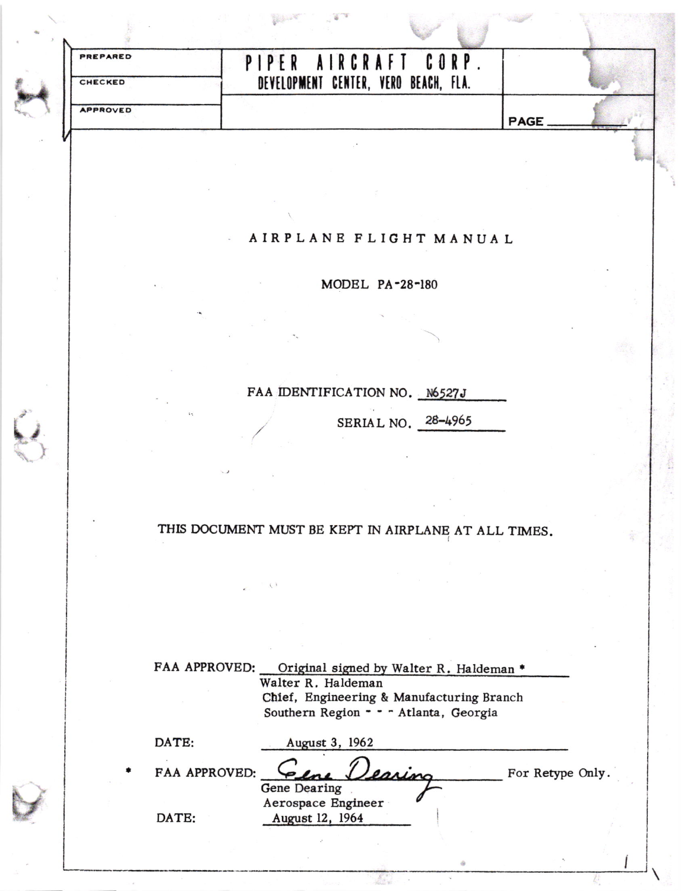| PREPARED | PIPER AIRCRAFT CORP. DEVELOPMENT CENTER, VERO BEACH, FLA. | |
|---|---|---|
| CHECKED | | |
| APPROVED | | PAGE |

# AIRPLANE FLIGHT MANUAL

## MODEL PA-28-180

FAA IDENTIFICATION NO. N6527J

SERIAL NO. 28-4965

THIS DOCUMENT MUST BE KEPT IN AIRPLANE AT ALL TIMES.

FAA APPROVED: Original signed by Walter R. Haldeman *
Walter R. Haldeman
Chief, Engineering & Manufacturing Branch
Southern Region - - - Atlanta, Georgia

DATE: August 3, 1962

* FAA APPROVED: Gene Dearing — For Retype Only.
Gene Dearing
Aerospace Engineer

DATE: August 12, 1964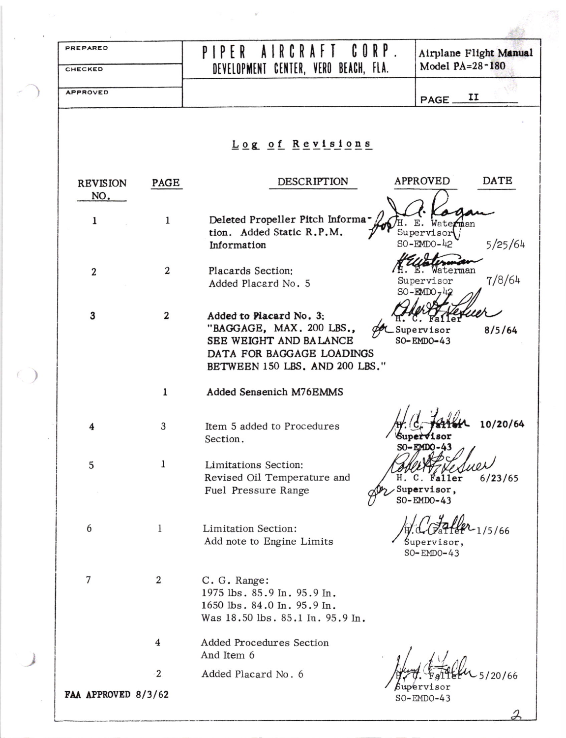| PREPARED | PIPER AIRCRAFT CORP. DEVELOPMENT CENTER, VERO BEACH, FLA. | Airplane Flight Manual Model PA-28-180 |
| --- | --- | --- |
| CHECKED | | |
| APPROVED | | PAGE II |

## Log of Revisions

| REVISION NO. | PAGE | DESCRIPTION | APPROVED | DATE |
| --- | --- | --- | --- | --- |
| 1 | 1 | Deleted Propeller Pitch Information. Added Static R.P.M. Information | for H. E. Waterman Supervisor SO-EMDO-42 | 5/25/64 |
| 2 | 2 | Placards Section: Added Placard No. 5 | H. E. Waterman Supervisor SO-EMDO-42 | 7/8/64 |
| 3 | 2 | Added to Placard No. 3: "BAGGAGE, MAX. 200 LBS., SEE WEIGHT AND BALANCE DATA FOR BAGGAGE LOADINGS BETWEEN 150 LBS. AND 200 LBS." | for H. C. Faller Supervisor SO-EMDO-43 | 8/5/64 |
| | 1 | Added Sensenich M76EMMS | | |
| 4 | 3 | Item 5 added to Procedures Section. | H. C. Faller Supervisor SO-EMDO-43 | 10/20/64 |
| 5 | 1 | Limitations Section: Revised Oil Temperature and Fuel Pressure Range | for H. C. Faller Supervisor, SO-EMDO-43 | 6/23/65 |
| 6 | 1 | Limitation Section: Add note to Engine Limits | H. C. Faller Supervisor, SO-EMDO-43 | 1/5/66 |
| 7 | 2 | C. G. Range: 1975 lbs. 85.9 In. 95.9 In. 1650 lbs. 84.0 In. 95.9 In. Was 18.50 lbs. 85.1 In. 95.9 In. | | |
| | 4 | Added Procedures Section And Item 6 | | |
| | 2 | Added Placard No. 6 | H. C. Faller Supervisor SO-EMDO-43 | 5/20/66 |

FAA APPROVED 8/3/62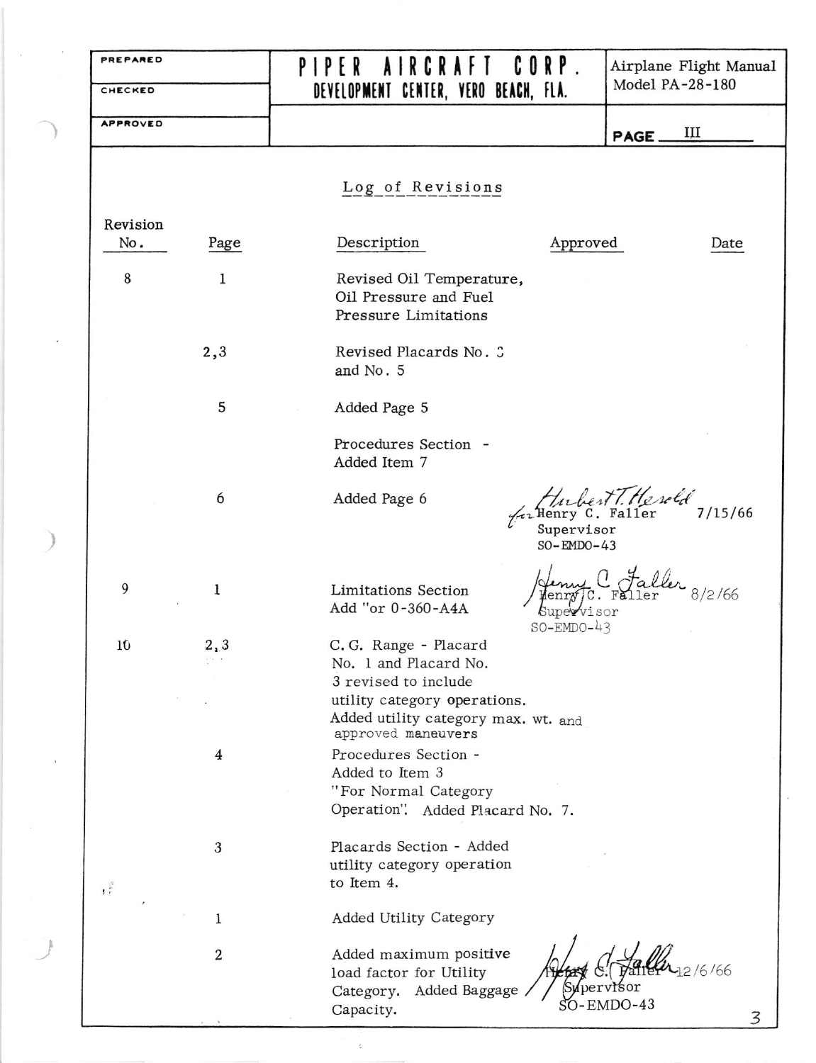| PREPARED | PIPER AIRCRAFT CORP. DEVELOPMENT CENTER, VERO BEACH, FLA. | Airplane Flight Manual Model PA-28-180 |
|---|---|---|
| CHECKED | | |
| APPROVED | | PAGE III |

## Log of Revisions

| Revision No. | Page | Description | Approved | Date |
|---|---|---|---|---|
| 8 | 1 | Revised Oil Temperature, Oil Pressure and Fuel Pressure Limitations | | |
| | 2,3 | Revised Placards No. 3 and No. 5 | | |
| | 5 | Added Page 5 | | |
| | | Procedures Section - Added Item 7 | | |
| | 6 | Added Page 6 | for Henry C. Faller, Supervisor, SO-EMDO-43 (signed Hubert T. Herold) | 7/15/66 |
| 9 | 1 | Limitations Section Add "or 0-360-A4A | Henry C. Faller, Supervisor, SO-EMDO-43 | 8/2/66 |
| 10 | 2,3 | C.G. Range - Placard No. 1 and Placard No. 3 revised to include utility category operations. Added utility category max. wt. and approved maneuvers | | |
| | 4 | Procedures Section - Added to Item 3 "For Normal Category Operation". Added Placard No. 7. | | |
| | 3 | Placards Section - Added utility category operation to Item 4. | | |
| | 1 | Added Utility Category | | |
| | 2 | Added maximum positive load factor for Utility Category. Added Baggage Capacity. | Henry C. Faller, Supervisor, SO-EMDO-43 | 12/6/66 |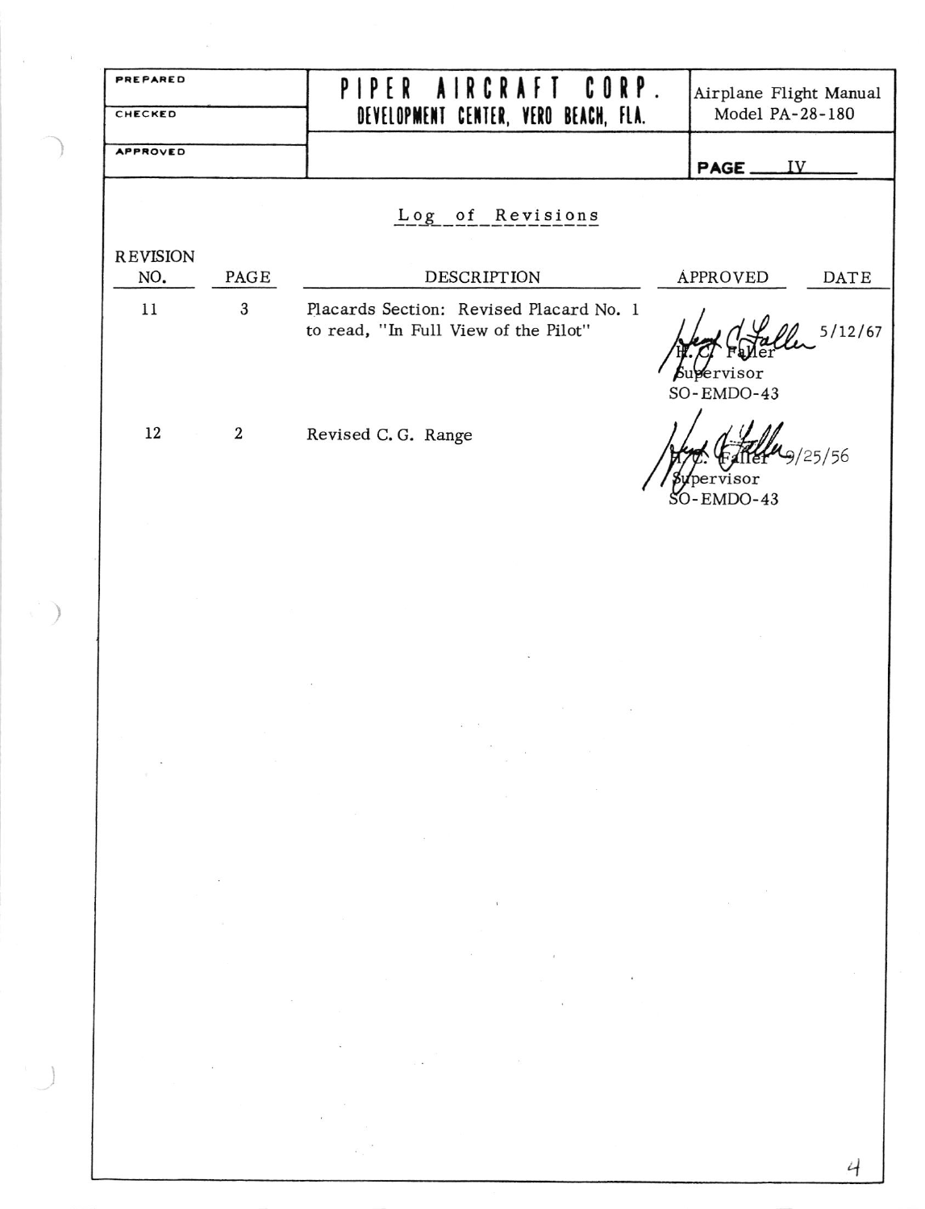| PREPARED | PIPER AIRCRAFT CORP. DEVELOPMENT CENTER, VERO BEACH, FLA. | Airplane Flight Manual Model PA-28-180 |
|---|---|---|
| CHECKED | | |
| APPROVED | | PAGE IV |

## Log of Revisions

| REVISION NO. | PAGE | DESCRIPTION | APPROVED | DATE |
|---|---|---|---|---|
| 11 | 3 | Placards Section: Revised Placard No. 1 to read, "In Full View of the Pilot" | H. C. Faller Supervisor SO-EMDO-43 | 5/12/67 |
| 12 | 2 | Revised C. G. Range | H. C. Faller Supervisor SO-EMDO-43 | 9/25/56 |